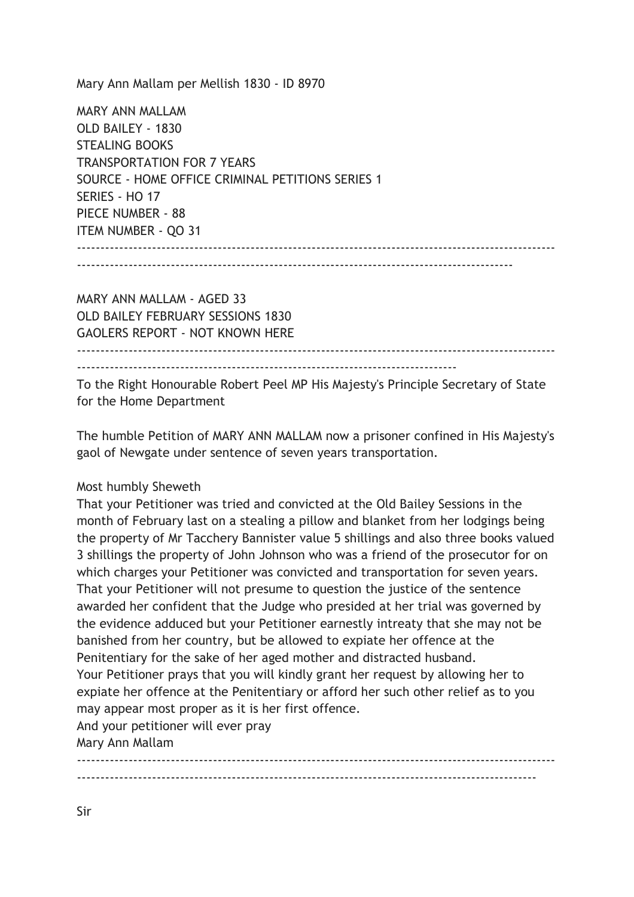Mary Ann Mallam per Mellish 1830 - ID 8970

MARY ANN MALLAM
OLD BAILEY - 1830
STEALING BOOKS
TRANSPORTATION FOR 7 YEARS
SOURCE - HOME OFFICE CRIMINAL PETITIONS SERIES 1
SERIES - HO 17
PIECE NUMBER - 88
ITEM NUMBER - QO 31

---

MARY ANN MALLAM - AGED 33
OLD BAILEY FEBRUARY SESSIONS 1830
GAOLERS REPORT - NOT KNOWN HERE

---

To the Right Honourable Robert Peel MP His Majesty's Principle Secretary of State for the Home Department

The humble Petition of MARY ANN MALLAM now a prisoner confined in His Majesty's gaol of Newgate under sentence of seven years transportation.

Most humbly Sheweth
That your Petitioner was tried and convicted at the Old Bailey Sessions in the month of February last on a stealing a pillow and blanket from her lodgings being the property of Mr Tacchery Bannister value 5 shillings and also three books valued 3 shillings the property of John Johnson who was a friend of the prosecutor for on which charges your Petitioner was convicted and transportation for seven years.
That your Petitioner will not presume to question the justice of the sentence awarded her confident that the Judge who presided at her trial was governed by the evidence adduced but your Petitioner earnestly intreaty that she may not be banished from her country, but be allowed to expiate her offence at the Penitentiary for the sake of her aged mother and distracted husband.
Your Petitioner prays that you will kindly grant her request by allowing her to expiate her offence at the Penitentiary or afford her such other relief as to you may appear most proper as it is her first offence.
And your petitioner will ever pray
Mary Ann Mallam

---

Sir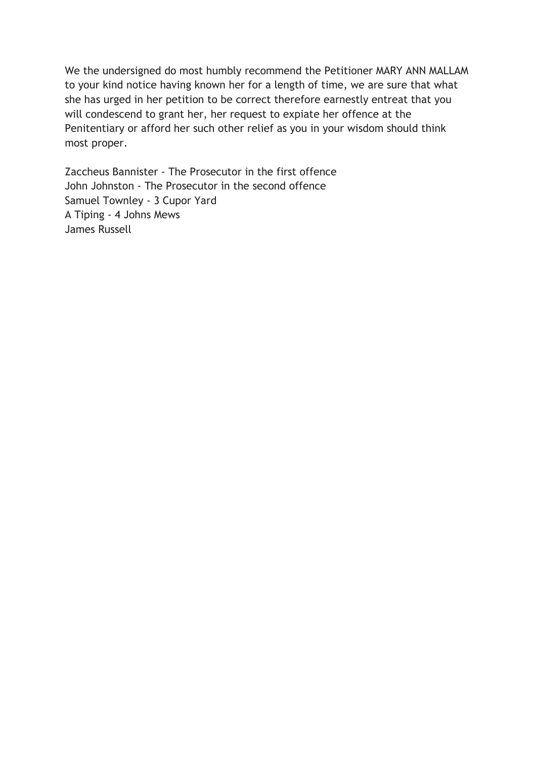We the undersigned do most humbly recommend the Petitioner MARY ANN MALLAM to your kind notice having known her for a length of time, we are sure that what she has urged in her petition to be correct therefore earnestly entreat that you will condescend to grant her, her request to expiate her offence at the Penitentiary or afford her such other relief as you in your wisdom should think most proper.

Zaccheus Bannister - The Prosecutor in the first offence
John Johnston - The Prosecutor in the second offence
Samuel Townley - 3 Cupor Yard
A Tiping - 4 Johns Mews
James Russell